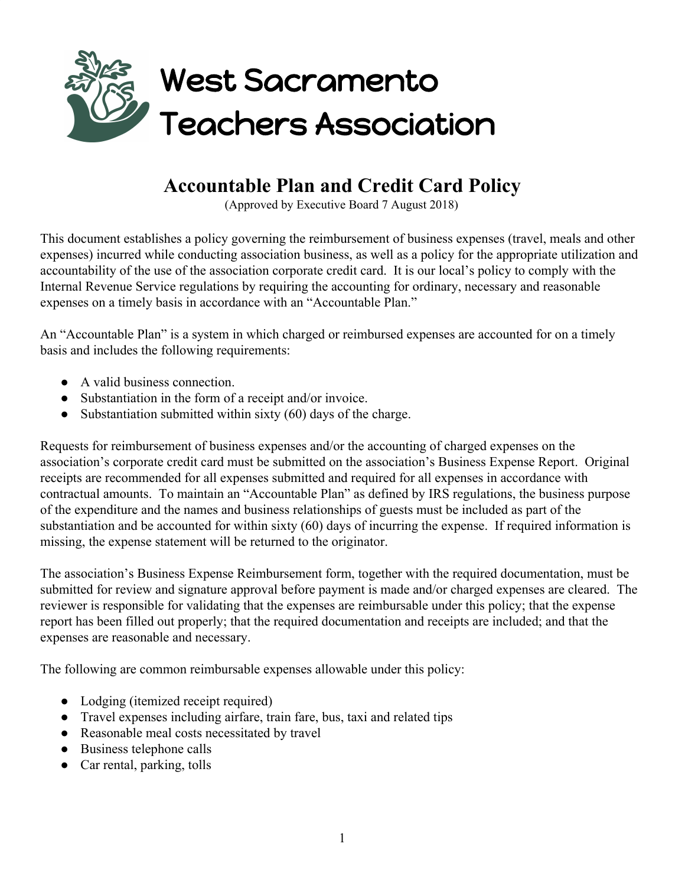West Sacramento Teachers Association

# Accountable Plan and Credit Card Policy

(Approved by Executive Board 7 August 2018)

This document establishes a policy governing the reimbursement of business expenses (travel, meals and other expenses) incurred while conducting association business, as well as a policy for the appropriate utilization and accountability of the use of the association corporate credit card. It is our local's policy to comply with the Internal Revenue Service regulations by requiring the accounting for ordinary, necessary and reasonable expenses on a timely basis in accordance with an "Accountable Plan."

An "Accountable Plan" is a system in which charged or reimbursed expenses are accounted for on a timely basis and includes the following requirements:

- A valid business connection.
- Substantiation in the form of a receipt and/or invoice.
- Substantiation submitted within sixty (60) days of the charge.

Requests for reimbursement of business expenses and/or the accounting of charged expenses on the association's corporate credit card must be submitted on the association's Business Expense Report. Original receipts are recommended for all expenses submitted and required for all expenses in accordance with contractual amounts. To maintain an "Accountable Plan" as defined by IRS regulations, the business purpose of the expenditure and the names and business relationships of guests must be included as part of the substantiation and be accounted for within sixty (60) days of incurring the expense. If required information is missing, the expense statement will be returned to the originator.

The association's Business Expense Reimbursement form, together with the required documentation, must be submitted for review and signature approval before payment is made and/or charged expenses are cleared. The reviewer is responsible for validating that the expenses are reimbursable under this policy; that the expense report has been filled out properly; that the required documentation and receipts are included; and that the expenses are reasonable and necessary.

The following are common reimbursable expenses allowable under this policy:

- Lodging (itemized receipt required)
- Travel expenses including airfare, train fare, bus, taxi and related tips
- Reasonable meal costs necessitated by travel
- Business telephone calls
- Car rental, parking, tolls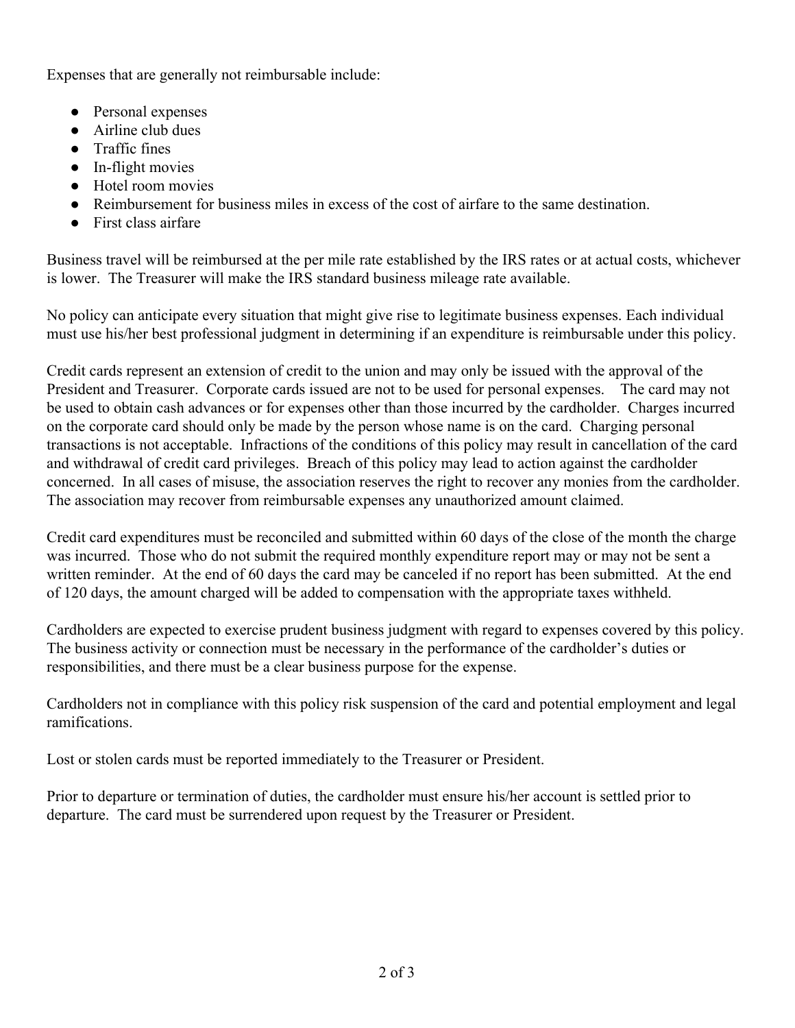Expenses that are generally not reimbursable include:

- Personal expenses
- Airline club dues
- Traffic fines
- In-flight movies
- Hotel room movies
- Reimbursement for business miles in excess of the cost of airfare to the same destination.
- First class airfare

Business travel will be reimbursed at the per mile rate established by the IRS rates or at actual costs, whichever is lower. The Treasurer will make the IRS standard business mileage rate available.

No policy can anticipate every situation that might give rise to legitimate business expenses. Each individual must use his/her best professional judgment in determining if an expenditure is reimbursable under this policy.

Credit cards represent an extension of credit to the union and may only be issued with the approval of the President and Treasurer. Corporate cards issued are not to be used for personal expenses. The card may not be used to obtain cash advances or for expenses other than those incurred by the cardholder. Charges incurred on the corporate card should only be made by the person whose name is on the card. Charging personal transactions is not acceptable. Infractions of the conditions of this policy may result in cancellation of the card and withdrawal of credit card privileges. Breach of this policy may lead to action against the cardholder concerned. In all cases of misuse, the association reserves the right to recover any monies from the cardholder. The association may recover from reimbursable expenses any unauthorized amount claimed.

Credit card expenditures must be reconciled and submitted within 60 days of the close of the month the charge was incurred. Those who do not submit the required monthly expenditure report may or may not be sent a written reminder. At the end of 60 days the card may be canceled if no report has been submitted. At the end of 120 days, the amount charged will be added to compensation with the appropriate taxes withheld.

Cardholders are expected to exercise prudent business judgment with regard to expenses covered by this policy. The business activity or connection must be necessary in the performance of the cardholder's duties or responsibilities, and there must be a clear business purpose for the expense.

Cardholders not in compliance with this policy risk suspension of the card and potential employment and legal ramifications.

Lost or stolen cards must be reported immediately to the Treasurer or President.

Prior to departure or termination of duties, the cardholder must ensure his/her account is settled prior to departure. The card must be surrendered upon request by the Treasurer or President.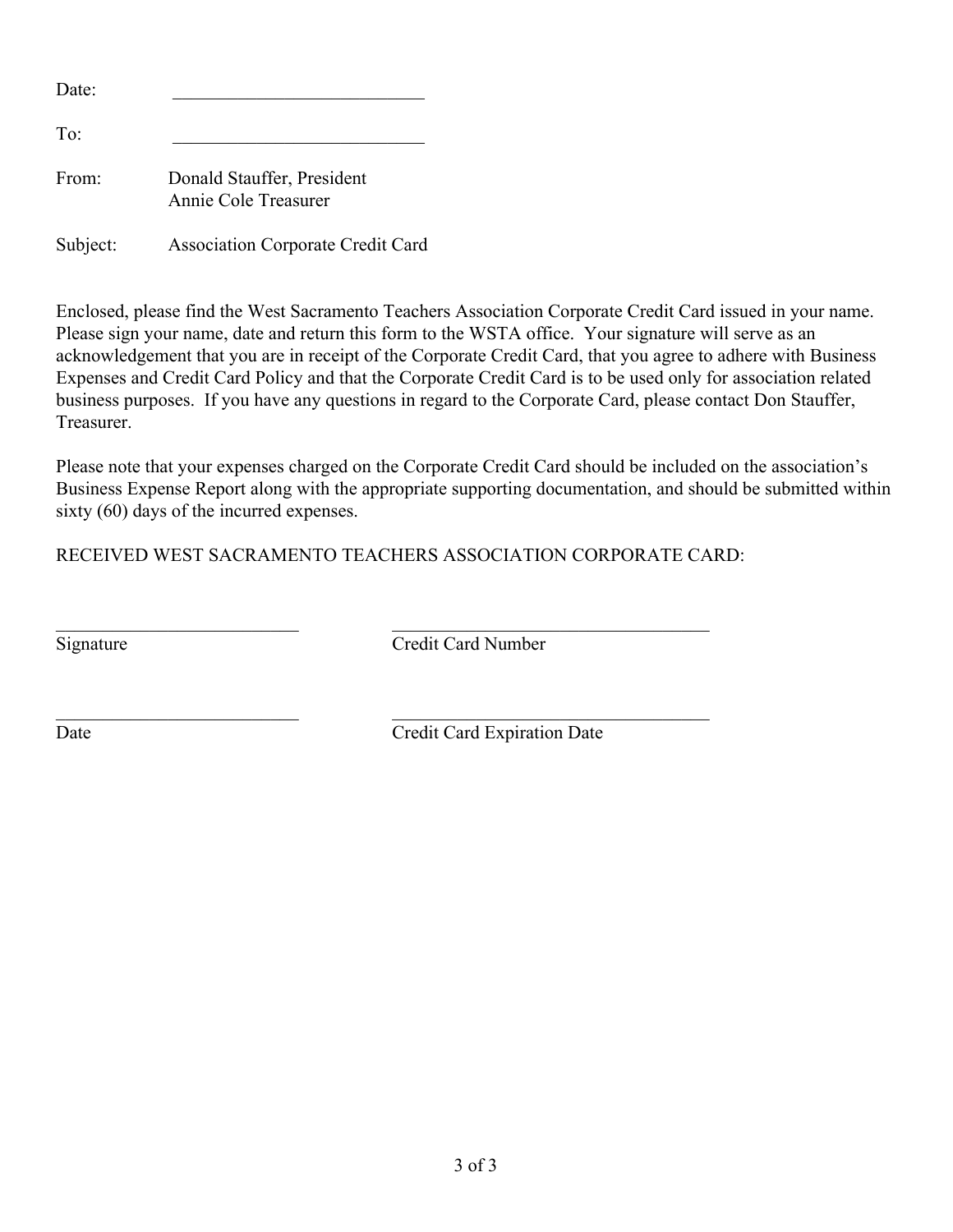Date: ___________________________

To: ___________________________

From: Donald Stauffer, President
Annie Cole Treasurer

Subject: Association Corporate Credit Card

Enclosed, please find the West Sacramento Teachers Association Corporate Credit Card issued in your name. Please sign your name, date and return this form to the WSTA office. Your signature will serve as an acknowledgement that you are in receipt of the Corporate Credit Card, that you agree to adhere with Business Expenses and Credit Card Policy and that the Corporate Credit Card is to be used only for association related business purposes. If you have any questions in regard to the Corporate Card, please contact Don Stauffer, Treasurer.

Please note that your expenses charged on the Corporate Credit Card should be included on the association's Business Expense Report along with the appropriate supporting documentation, and should be submitted within sixty (60) days of the incurred expenses.

RECEIVED WEST SACRAMENTO TEACHERS ASSOCIATION CORPORATE CARD:

___________________________ ___________________________________
Signature Credit Card Number

___________________________ ___________________________________
Date Credit Card Expiration Date